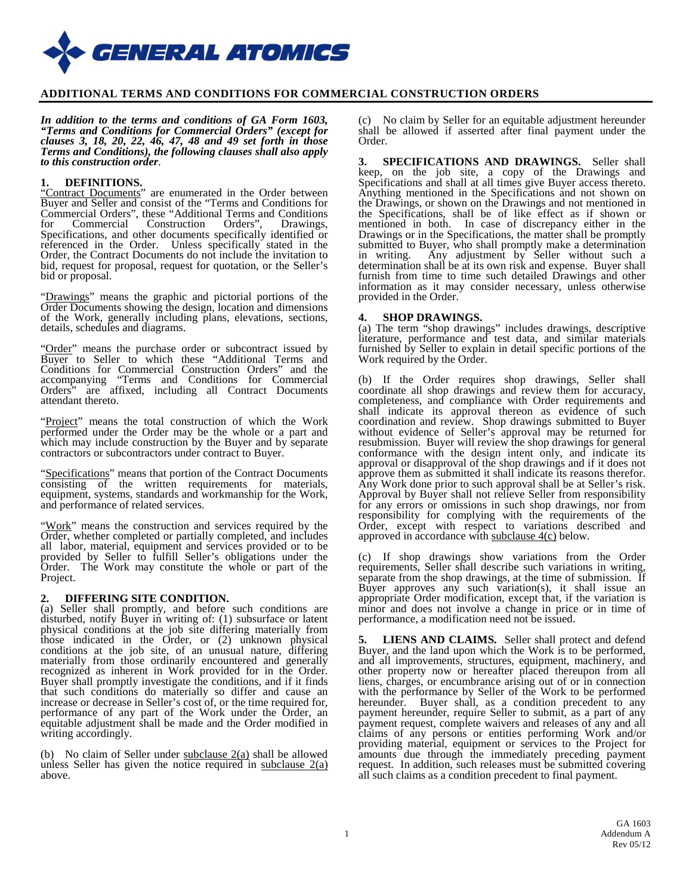# ADDITIONAL TERMS AND CONDITIONS FOR COMMERCIAL CONSTRUCTION ORDERS

***In addition to the terms and conditions of GA Form 1603, "Terms and Conditions for Commercial Orders" (except for clauses 3, 18, 20, 22, 46, 47, 48 and 49 set forth in those Terms and Conditions), the following clauses shall also apply to this construction order.***

**1. DEFINITIONS.**
"Contract Documents" are enumerated in the Order between Buyer and Seller and consist of the "Terms and Conditions for Commercial Orders", these "Additional Terms and Conditions for Commercial Construction Orders", Drawings, Specifications, and other documents specifically identified or referenced in the Order. Unless specifically stated in the Order, the Contract Documents do not include the invitation to bid, request for proposal, request for quotation, or the Seller's bid or proposal.

"Drawings" means the graphic and pictorial portions of the Order Documents showing the design, location and dimensions of the Work, generally including plans, elevations, sections, details, schedules and diagrams.

"Order" means the purchase order or subcontract issued by Buyer to Seller to which these "Additional Terms and Conditions for Commercial Construction Orders" and the accompanying "Terms and Conditions for Commercial Orders" are affixed, including all Contract Documents attendant thereto.

"Project" means the total construction of which the Work performed under the Order may be the whole or a part and which may include construction by the Buyer and by separate contractors or subcontractors under contract to Buyer.

"Specifications" means that portion of the Contract Documents consisting of the written requirements for materials, equipment, systems, standards and workmanship for the Work, and performance of related services.

"Work" means the construction and services required by the Order, whether completed or partially completed, and includes all labor, material, equipment and services provided or to be provided by Seller to fulfill Seller's obligations under the Order. The Work may constitute the whole or part of the Project.

**2. DIFFERING SITE CONDITION.**
(a) Seller shall promptly, and before such conditions are disturbed, notify Buyer in writing of: (1) subsurface or latent physical conditions at the job site differing materially from those indicated in the Order, or (2) unknown physical conditions at the job site, of an unusual nature, differing materially from those ordinarily encountered and generally recognized as inherent in Work provided for in the Order. Buyer shall promptly investigate the conditions, and if it finds that such conditions do materially so differ and cause an increase or decrease in Seller's cost of, or the time required for, performance of any part of the Work under the Order, an equitable adjustment shall be made and the Order modified in writing accordingly.

(b) No claim of Seller under subclause 2(a) shall be allowed unless Seller has given the notice required in subclause 2(a) above.

(c) No claim by Seller for an equitable adjustment hereunder shall be allowed if asserted after final payment under the Order.

**3. SPECIFICATIONS AND DRAWINGS.** Seller shall keep, on the job site, a copy of the Drawings and Specifications and shall at all times give Buyer access thereto. Anything mentioned in the Specifications and not shown on the Drawings, or shown on the Drawings and not mentioned in the Specifications, shall be of like effect as if shown or mentioned in both. In case of discrepancy either in the Drawings or in the Specifications, the matter shall be promptly submitted to Buyer, who shall promptly make a determination in writing. Any adjustment by Seller without such a determination shall be at its own risk and expense. Buyer shall furnish from time to time such detailed Drawings and other information as it may consider necessary, unless otherwise provided in the Order.

**4. SHOP DRAWINGS.**
(a) The term "shop drawings" includes drawings, descriptive literature, performance and test data, and similar materials furnished by Seller to explain in detail specific portions of the Work required by the Order.

(b) If the Order requires shop drawings, Seller shall coordinate all shop drawings and review them for accuracy, completeness, and compliance with Order requirements and shall indicate its approval thereon as evidence of such coordination and review. Shop drawings submitted to Buyer without evidence of Seller's approval may be returned for resubmission. Buyer will review the shop drawings for general conformance with the design intent only, and indicate its approval or disapproval of the shop drawings and if it does not approve them as submitted it shall indicate its reasons therefor. Any Work done prior to such approval shall be at Seller's risk. Approval by Buyer shall not relieve Seller from responsibility for any errors or omissions in such shop drawings, nor from responsibility for complying with the requirements of the Order, except with respect to variations described and approved in accordance with subclause 4(c) below.

(c) If shop drawings show variations from the Order requirements, Seller shall describe such variations in writing, separate from the shop drawings, at the time of submission. If Buyer approves any such variation(s), it shall issue an appropriate Order modification, except that, if the variation is minor and does not involve a change in price or in time of performance, a modification need not be issued.

**5. LIENS AND CLAIMS.** Seller shall protect and defend Buyer, and the land upon which the Work is to be performed, and all improvements, structures, equipment, machinery, and other property now or hereafter placed thereupon from all liens, charges, or encumbrance arising out of or in connection with the performance by Seller of the Work to be performed hereunder. Buyer shall, as a condition precedent to any payment hereunder, require Seller to submit, as a part of any payment request, complete waivers and releases of any and all claims of any persons or entities performing Work and/or providing material, equipment or services to the Project for amounts due through the immediately preceding payment request. In addition, such releases must be submitted covering all such claims as a condition precedent to final payment.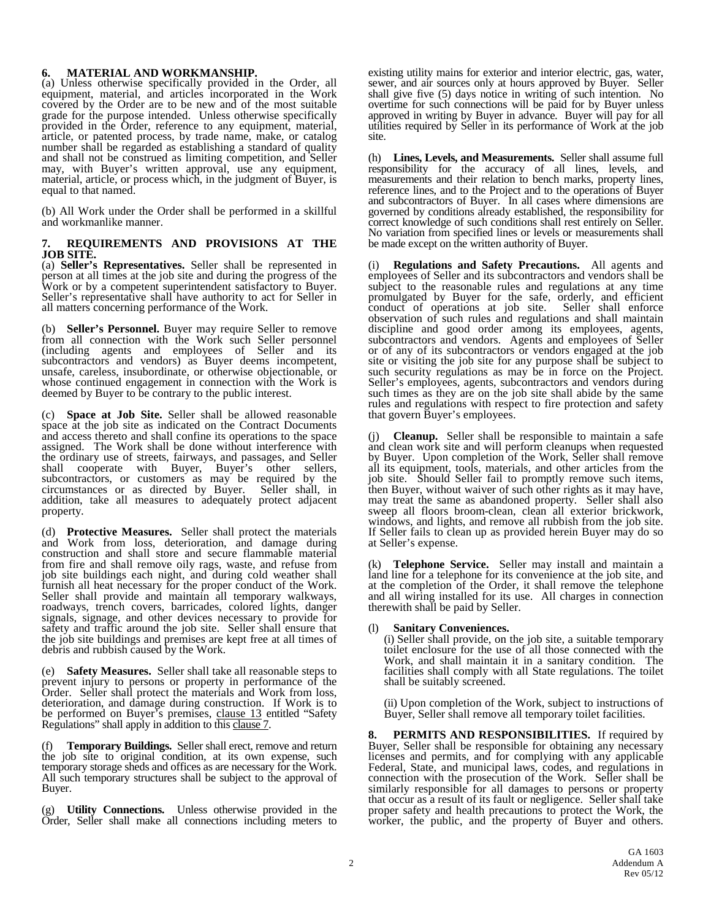**6. MATERIAL AND WORKMANSHIP.**

(a) Unless otherwise specifically provided in the Order, all equipment, material, and articles incorporated in the Work covered by the Order are to be new and of the most suitable grade for the purpose intended. Unless otherwise specifically provided in the Order, reference to any equipment, material, article, or patented process, by trade name, make, or catalog number shall be regarded as establishing a standard of quality and shall not be construed as limiting competition, and Seller may, with Buyer's written approval, use any equipment, material, article, or process which, in the judgment of Buyer, is equal to that named.

(b) All Work under the Order shall be performed in a skillful and workmanlike manner.

**7. REQUIREMENTS AND PROVISIONS AT THE JOB SITE.**

(a) **Seller's Representatives.** Seller shall be represented in person at all times at the job site and during the progress of the Work or by a competent superintendent satisfactory to Buyer. Seller's representative shall have authority to act for Seller in all matters concerning performance of the Work.

(b) **Seller's Personnel.** Buyer may require Seller to remove from all connection with the Work such Seller personnel (including agents and employees of Seller and its subcontractors and vendors) as Buyer deems incompetent, unsafe, careless, insubordinate, or otherwise objectionable, or whose continued engagement in connection with the Work is deemed by Buyer to be contrary to the public interest.

(c) **Space at Job Site.** Seller shall be allowed reasonable space at the job site as indicated on the Contract Documents and access thereto and shall confine its operations to the space assigned. The Work shall be done without interference with the ordinary use of streets, fairways, and passages, and Seller shall cooperate with Buyer, Buyer's other sellers, subcontractors, or customers as may be required by the circumstances or as directed by Buyer. Seller shall, in addition, take all measures to adequately protect adjacent property.

(d) **Protective Measures.** Seller shall protect the materials and Work from loss, deterioration, and damage during construction and shall store and secure flammable material from fire and shall remove oily rags, waste, and refuse from job site buildings each night, and during cold weather shall furnish all heat necessary for the proper conduct of the Work. Seller shall provide and maintain all temporary walkways, roadways, trench covers, barricades, colored lights, danger signals, signage, and other devices necessary to provide for safety and traffic around the job site. Seller shall ensure that the job site buildings and premises are kept free at all times of debris and rubbish caused by the Work.

(e) **Safety Measures.** Seller shall take all reasonable steps to prevent injury to persons or property in performance of the Order. Seller shall protect the materials and Work from loss, deterioration, and damage during construction. If Work is to be performed on Buyer's premises, clause 13 entitled "Safety Regulations" shall apply in addition to this clause 7.

(f) **Temporary Buildings.** Seller shall erect, remove and return the job site to original condition, at its own expense, such temporary storage sheds and offices as are necessary for the Work. All such temporary structures shall be subject to the approval of Buyer.

(g) **Utility Connections.** Unless otherwise provided in the Order, Seller shall make all connections including meters to existing utility mains for exterior and interior electric, gas, water, sewer, and air sources only at hours approved by Buyer. Seller shall give five (5) days notice in writing of such intention. No overtime for such connections will be paid for by Buyer unless approved in writing by Buyer in advance. Buyer will pay for all utilities required by Seller in its performance of Work at the job site.

(h) **Lines, Levels, and Measurements.** Seller shall assume full responsibility for the accuracy of all lines, levels, and measurements and their relation to bench marks, property lines, reference lines, and to the Project and to the operations of Buyer and subcontractors of Buyer. In all cases where dimensions are governed by conditions already established, the responsibility for correct knowledge of such conditions shall rest entirely on Seller. No variation from specified lines or levels or measurements shall be made except on the written authority of Buyer.

(i) **Regulations and Safety Precautions.** All agents and employees of Seller and its subcontractors and vendors shall be subject to the reasonable rules and regulations at any time promulgated by Buyer for the safe, orderly, and efficient conduct of operations at job site. Seller shall enforce observation of such rules and regulations and shall maintain discipline and good order among its employees, agents, subcontractors and vendors. Agents and employees of Seller or of any of its subcontractors or vendors engaged at the job site or visiting the job site for any purpose shall be subject to such security regulations as may be in force on the Project. Seller's employees, agents, subcontractors and vendors during such times as they are on the job site shall abide by the same rules and regulations with respect to fire protection and safety that govern Buyer's employees.

(j) **Cleanup.** Seller shall be responsible to maintain a safe and clean work site and will perform cleanups when requested by Buyer. Upon completion of the Work, Seller shall remove all its equipment, tools, materials, and other articles from the job site. Should Seller fail to promptly remove such items, then Buyer, without waiver of such other rights as it may have, may treat the same as abandoned property. Seller shall also sweep all floors broom-clean, clean all exterior brickwork, windows, and lights, and remove all rubbish from the job site. If Seller fails to clean up as provided herein Buyer may do so at Seller's expense.

(k) **Telephone Service.** Seller may install and maintain a land line for a telephone for its convenience at the job site, and at the completion of the Order, it shall remove the telephone and all wiring installed for its use. All charges in connection therewith shall be paid by Seller.

(l) **Sanitary Conveniences.**

(i) Seller shall provide, on the job site, a suitable temporary toilet enclosure for the use of all those connected with the Work, and shall maintain it in a sanitary condition. The facilities shall comply with all State regulations. The toilet shall be suitably screened.

(ii) Upon completion of the Work, subject to instructions of Buyer, Seller shall remove all temporary toilet facilities.

**8. PERMITS AND RESPONSIBILITIES.** If required by Buyer, Seller shall be responsible for obtaining any necessary licenses and permits, and for complying with any applicable Federal, State, and municipal laws, codes, and regulations in connection with the prosecution of the Work. Seller shall be similarly responsible for all damages to persons or property that occur as a result of its fault or negligence. Seller shall take proper safety and health precautions to protect the Work, the worker, the public, and the property of Buyer and others.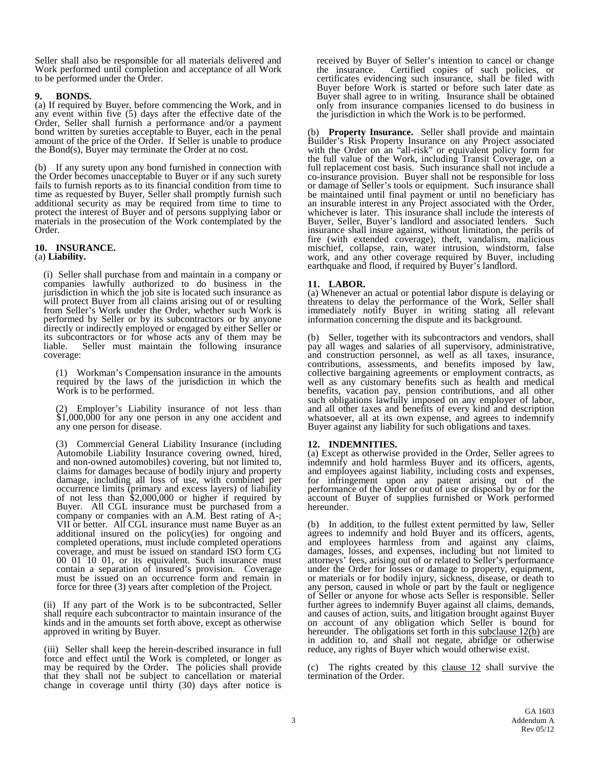Seller shall also be responsible for all materials delivered and Work performed until completion and acceptance of all Work to be performed under the Order.

**9. BONDS.**

(a) If required by Buyer, before commencing the Work, and in any event within five (5) days after the effective date of the Order, Seller shall furnish a performance and/or a payment bond written by sureties acceptable to Buyer, each in the penal amount of the price of the Order. If Seller is unable to produce the Bond(s), Buyer may terminate the Order at no cost.

(b) If any surety upon any bond furnished in connection with the Order becomes unacceptable to Buyer or if any such surety fails to furnish reports as to its financial condition from time to time as requested by Buyer, Seller shall promptly furnish such additional security as may be required from time to time to protect the interest of Buyer and of persons supplying labor or materials in the prosecution of the Work contemplated by the Order.

**10. INSURANCE.**

(a) **Liability.**

(i) Seller shall purchase from and maintain in a company or companies lawfully authorized to do business in the jurisdiction in which the job site is located such insurance as will protect Buyer from all claims arising out of or resulting from Seller's Work under the Order, whether such Work is performed by Seller or by its subcontractors or by anyone directly or indirectly employed or engaged by either Seller or its subcontractors or for whose acts any of them may be liable. Seller must maintain the following insurance coverage:

(1) Workman's Compensation insurance in the amounts required by the laws of the jurisdiction in which the Work is to be performed.

(2) Employer's Liability insurance of not less than $1,000,000 for any one person in any one accident and any one person for disease.

(3) Commercial General Liability Insurance (including Automobile Liability Insurance covering owned, hired, and non-owned automobiles) covering, but not limited to, claims for damages because of bodily injury and property damage, including all loss of use, with combined per occurrence limits (primary and excess layers) of liability of not less than $2,000,000 or higher if required by Buyer. All CGL insurance must be purchased from a company or companies with an A.M. Best rating of A-; VII or better. All CGL insurance must name Buyer as an additional insured on the policy(ies) for ongoing and completed operations, must include completed operations coverage, and must be issued on standard ISO form CG 00 01 10 01, or its equivalent. Such insurance must contain a separation of insured's provision. Coverage must be issued on an occurrence form and remain in force for three (3) years after completion of the Project.

(ii) If any part of the Work is to be subcontracted, Seller shall require each subcontractor to maintain insurance of the kinds and in the amounts set forth above, except as otherwise approved in writing by Buyer.

(iii) Seller shall keep the herein-described insurance in full force and effect until the Work is completed, or longer as may be required by the Order. The policies shall provide that they shall not be subject to cancellation or material change in coverage until thirty (30) days after notice is received by Buyer of Seller's intention to cancel or change the insurance. Certified copies of such policies, or certificates evidencing such insurance, shall be filed with Buyer before Work is started or before such later date as Buyer shall agree to in writing. Insurance shall be obtained only from insurance companies licensed to do business in the jurisdiction in which the Work is to be performed.

(b) **Property Insurance.** Seller shall provide and maintain Builder's Risk Property Insurance on any Project associated with the Order on an "all-risk" or equivalent policy form for the full value of the Work, including Transit Coverage, on a full replacement cost basis. Such insurance shall not include a co-insurance provision. Buyer shall not be responsible for loss or damage of Seller's tools or equipment. Such insurance shall be maintained until final payment or until no beneficiary has an insurable interest in any Project associated with the Order, whichever is later. This insurance shall include the interests of Buyer, Seller, Buyer's landlord and associated lenders. Such insurance shall insure against, without limitation, the perils of fire (with extended coverage), theft, vandalism, malicious mischief, collapse, rain, water intrusion, windstorm, false work, and any other coverage required by Buyer, including earthquake and flood, if required by Buyer's landlord.

**11. LABOR.**

(a) Whenever an actual or potential labor dispute is delaying or threatens to delay the performance of the Work, Seller shall immediately notify Buyer in writing stating all relevant information concerning the dispute and its background.

(b) Seller, together with its subcontractors and vendors, shall pay all wages and salaries of all supervisory, administrative, and construction personnel, as well as all taxes, insurance, contributions, assessments, and benefits imposed by law, collective bargaining agreements or employment contracts, as well as any customary benefits such as health and medical benefits, vacation pay, pension contributions, and all other such obligations lawfully imposed on any employer of labor, and all other taxes and benefits of every kind and description whatsoever, all at its own expense, and agrees to indemnify Buyer against any liability for such obligations and taxes.

**12. INDEMNITIES.**

(a) Except as otherwise provided in the Order, Seller agrees to indemnify and hold harmless Buyer and its officers, agents, and employees against liability, including costs and expenses, for infringement upon any patent arising out of the performance of the Order or out of use or disposal by or for the account of Buyer of supplies furnished or Work performed hereunder.

(b) In addition, to the fullest extent permitted by law, Seller agrees to indemnify and hold Buyer and its officers, agents, and employees harmless from and against any claims, damages, losses, and expenses, including but not limited to attorneys' fees, arising out of or related to Seller's performance under the Order for losses or damage to property, equipment, or materials or for bodily injury, sickness, disease, or death to any person, caused in whole or part by the fault or negligence of Seller or anyone for whose acts Seller is responsible. Seller further agrees to indemnify Buyer against all claims, demands, and causes of action, suits, and litigation brought against Buyer on account of any obligation which Seller is bound for hereunder. The obligations set forth in this subclause 12(b) are in addition to, and shall not negate, abridge or otherwise reduce, any rights of Buyer which would otherwise exist.

(c) The rights created by this clause 12 shall survive the termination of the Order.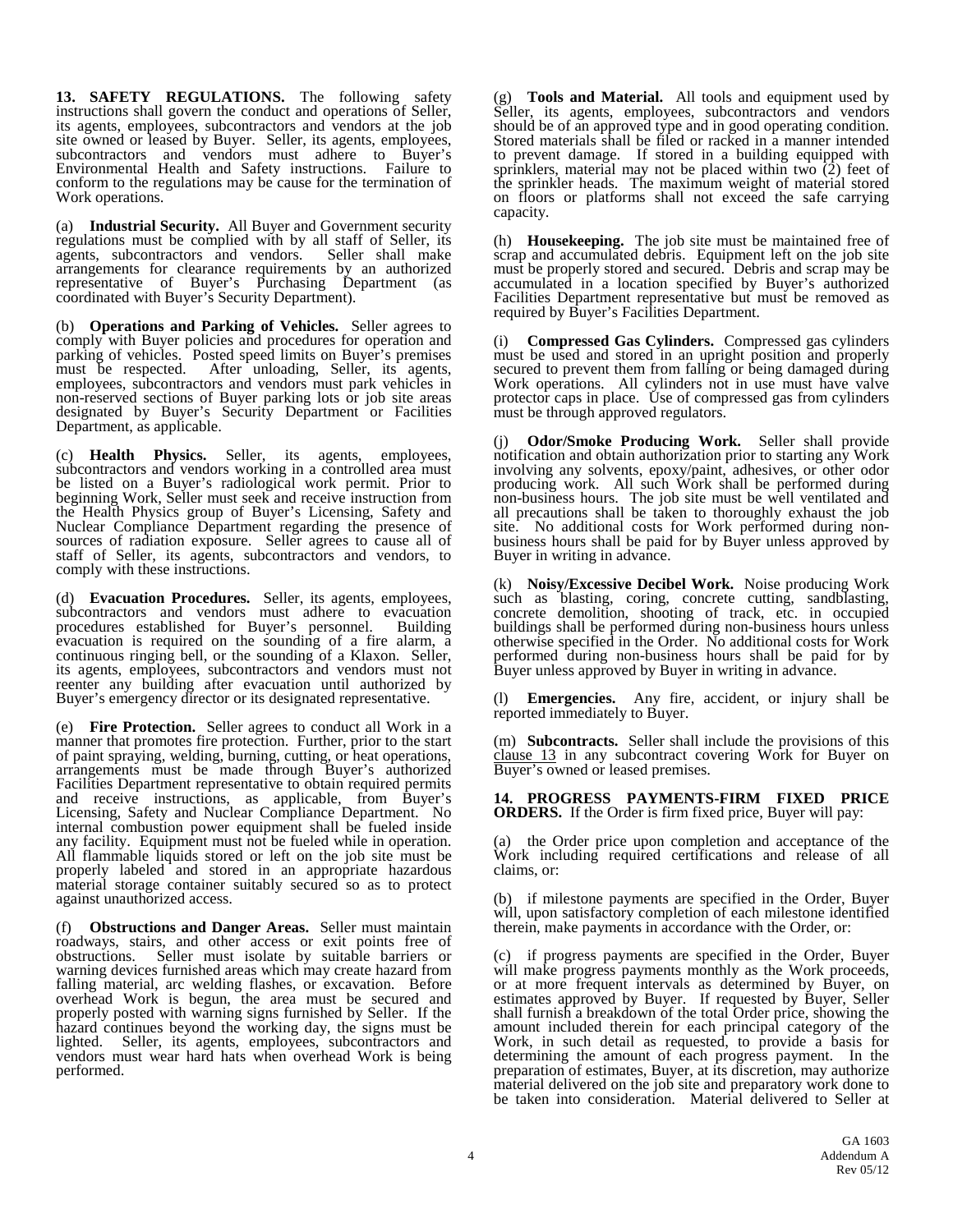**13. SAFETY REGULATIONS.** The following safety instructions shall govern the conduct and operations of Seller, its agents, employees, subcontractors and vendors at the job site owned or leased by Buyer. Seller, its agents, employees, subcontractors and vendors must adhere to Buyer's Environmental Health and Safety instructions. Failure to conform to the regulations may be cause for the termination of Work operations.

(a) **Industrial Security.** All Buyer and Government security regulations must be complied with by all staff of Seller, its agents, subcontractors and vendors. Seller shall make arrangements for clearance requirements by an authorized representative of Buyer's Purchasing Department (as coordinated with Buyer's Security Department).

(b) **Operations and Parking of Vehicles.** Seller agrees to comply with Buyer policies and procedures for operation and parking of vehicles. Posted speed limits on Buyer's premises must be respected. After unloading, Seller, its agents, employees, subcontractors and vendors must park vehicles in non-reserved sections of Buyer parking lots or job site areas designated by Buyer's Security Department or Facilities Department, as applicable.

(c) **Health Physics.** Seller, its agents, employees, subcontractors and vendors working in a controlled area must be listed on a Buyer's radiological work permit. Prior to beginning Work, Seller must seek and receive instruction from the Health Physics group of Buyer's Licensing, Safety and Nuclear Compliance Department regarding the presence of sources of radiation exposure. Seller agrees to cause all of staff of Seller, its agents, subcontractors and vendors, to comply with these instructions.

(d) **Evacuation Procedures.** Seller, its agents, employees, subcontractors and vendors must adhere to evacuation procedures established for Buyer's personnel. Building evacuation is required on the sounding of a fire alarm, a continuous ringing bell, or the sounding of a Klaxon. Seller, its agents, employees, subcontractors and vendors must not reenter any building after evacuation until authorized by Buyer's emergency director or its designated representative.

(e) **Fire Protection.** Seller agrees to conduct all Work in a manner that promotes fire protection. Further, prior to the start of paint spraying, welding, burning, cutting, or heat operations, arrangements must be made through Buyer's authorized Facilities Department representative to obtain required permits and receive instructions, as applicable, from Buyer's Licensing, Safety and Nuclear Compliance Department. No internal combustion power equipment shall be fueled inside any facility. Equipment must not be fueled while in operation. All flammable liquids stored or left on the job site must be properly labeled and stored in an appropriate hazardous material storage container suitably secured so as to protect against unauthorized access.

(f) **Obstructions and Danger Areas.** Seller must maintain roadways, stairs, and other access or exit points free of obstructions. Seller must isolate by suitable barriers or warning devices furnished areas which may create hazard from falling material, arc welding flashes, or excavation. Before overhead Work is begun, the area must be secured and properly posted with warning signs furnished by Seller. If the hazard continues beyond the working day, the signs must be lighted. Seller, its agents, employees, subcontractors and vendors must wear hard hats when overhead Work is being performed.

(g) **Tools and Material.** All tools and equipment used by Seller, its agents, employees, subcontractors and vendors should be of an approved type and in good operating condition. Stored materials shall be filed or racked in a manner intended to prevent damage. If stored in a building equipped with sprinklers, material may not be placed within two (2) feet of the sprinkler heads. The maximum weight of material stored on floors or platforms shall not exceed the safe carrying capacity.

(h) **Housekeeping.** The job site must be maintained free of scrap and accumulated debris. Equipment left on the job site must be properly stored and secured. Debris and scrap may be accumulated in a location specified by Buyer's authorized Facilities Department representative but must be removed as required by Buyer's Facilities Department.

(i) **Compressed Gas Cylinders.** Compressed gas cylinders must be used and stored in an upright position and properly secured to prevent them from falling or being damaged during Work operations. All cylinders not in use must have valve protector caps in place. Use of compressed gas from cylinders must be through approved regulators.

(j) **Odor/Smoke Producing Work.** Seller shall provide notification and obtain authorization prior to starting any Work involving any solvents, epoxy/paint, adhesives, or other odor producing work. All such Work shall be performed during non-business hours. The job site must be well ventilated and all precautions shall be taken to thoroughly exhaust the job site. No additional costs for Work performed during non-business hours shall be paid for by Buyer unless approved by Buyer in writing in advance.

(k) **Noisy/Excessive Decibel Work.** Noise producing Work such as blasting, coring, concrete cutting, sandblasting, concrete demolition, shooting of track, etc. in occupied buildings shall be performed during non-business hours unless otherwise specified in the Order. No additional costs for Work performed during non-business hours shall be paid for by Buyer unless approved by Buyer in writing in advance.

(l) **Emergencies.** Any fire, accident, or injury shall be reported immediately to Buyer.

(m) **Subcontracts.** Seller shall include the provisions of this clause 13 in any subcontract covering Work for Buyer on Buyer's owned or leased premises.

**14. PROGRESS PAYMENTS-FIRM FIXED PRICE ORDERS.** If the Order is firm fixed price, Buyer will pay:

(a) the Order price upon completion and acceptance of the Work including required certifications and release of all claims, or:

(b) if milestone payments are specified in the Order, Buyer will, upon satisfactory completion of each milestone identified therein, make payments in accordance with the Order, or:

(c) if progress payments are specified in the Order, Buyer will make progress payments monthly as the Work proceeds, or at more frequent intervals as determined by Buyer, on estimates approved by Buyer. If requested by Buyer, Seller shall furnish a breakdown of the total Order price, showing the amount included therein for each principal category of the Work, in such detail as requested, to provide a basis for determining the amount of each progress payment. In the preparation of estimates, Buyer, at its discretion, may authorize material delivered on the job site and preparatory work done to be taken into consideration. Material delivered to Seller at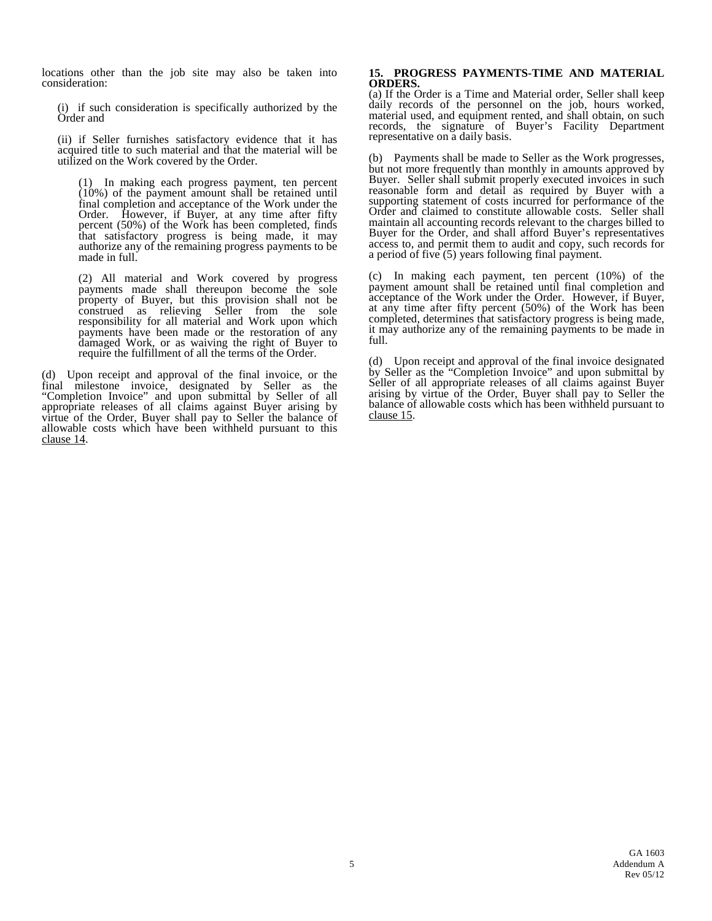locations other than the job site may also be taken into consideration:

(i) if such consideration is specifically authorized by the Order and

(ii) if Seller furnishes satisfactory evidence that it has acquired title to such material and that the material will be utilized on the Work covered by the Order.

(1) In making each progress payment, ten percent (10%) of the payment amount shall be retained until final completion and acceptance of the Work under the Order. However, if Buyer, at any time after fifty percent (50%) of the Work has been completed, finds that satisfactory progress is being made, it may authorize any of the remaining progress payments to be made in full.

(2) All material and Work covered by progress payments made shall thereupon become the sole property of Buyer, but this provision shall not be construed as relieving Seller from the sole responsibility for all material and Work upon which payments have been made or the restoration of any damaged Work, or as waiving the right of Buyer to require the fulfillment of all the terms of the Order.

(d) Upon receipt and approval of the final invoice, or the final milestone invoice, designated by Seller as the "Completion Invoice" and upon submittal by Seller of all appropriate releases of all claims against Buyer arising by virtue of the Order, Buyer shall pay to Seller the balance of allowable costs which have been withheld pursuant to this clause 14.

**15. PROGRESS PAYMENTS-TIME AND MATERIAL ORDERS.**

(a) If the Order is a Time and Material order, Seller shall keep daily records of the personnel on the job, hours worked, material used, and equipment rented, and shall obtain, on such records, the signature of Buyer's Facility Department representative on a daily basis.

(b) Payments shall be made to Seller as the Work progresses, but not more frequently than monthly in amounts approved by Buyer. Seller shall submit properly executed invoices in such reasonable form and detail as required by Buyer with a supporting statement of costs incurred for performance of the Order and claimed to constitute allowable costs. Seller shall maintain all accounting records relevant to the charges billed to Buyer for the Order, and shall afford Buyer's representatives access to, and permit them to audit and copy, such records for a period of five (5) years following final payment.

(c) In making each payment, ten percent (10%) of the payment amount shall be retained until final completion and acceptance of the Work under the Order. However, if Buyer, at any time after fifty percent (50%) of the Work has been completed, determines that satisfactory progress is being made, it may authorize any of the remaining payments to be made in full.

(d) Upon receipt and approval of the final invoice designated by Seller as the "Completion Invoice" and upon submittal by Seller of all appropriate releases of all claims against Buyer arising by virtue of the Order, Buyer shall pay to Seller the balance of allowable costs which has been withheld pursuant to clause 15.